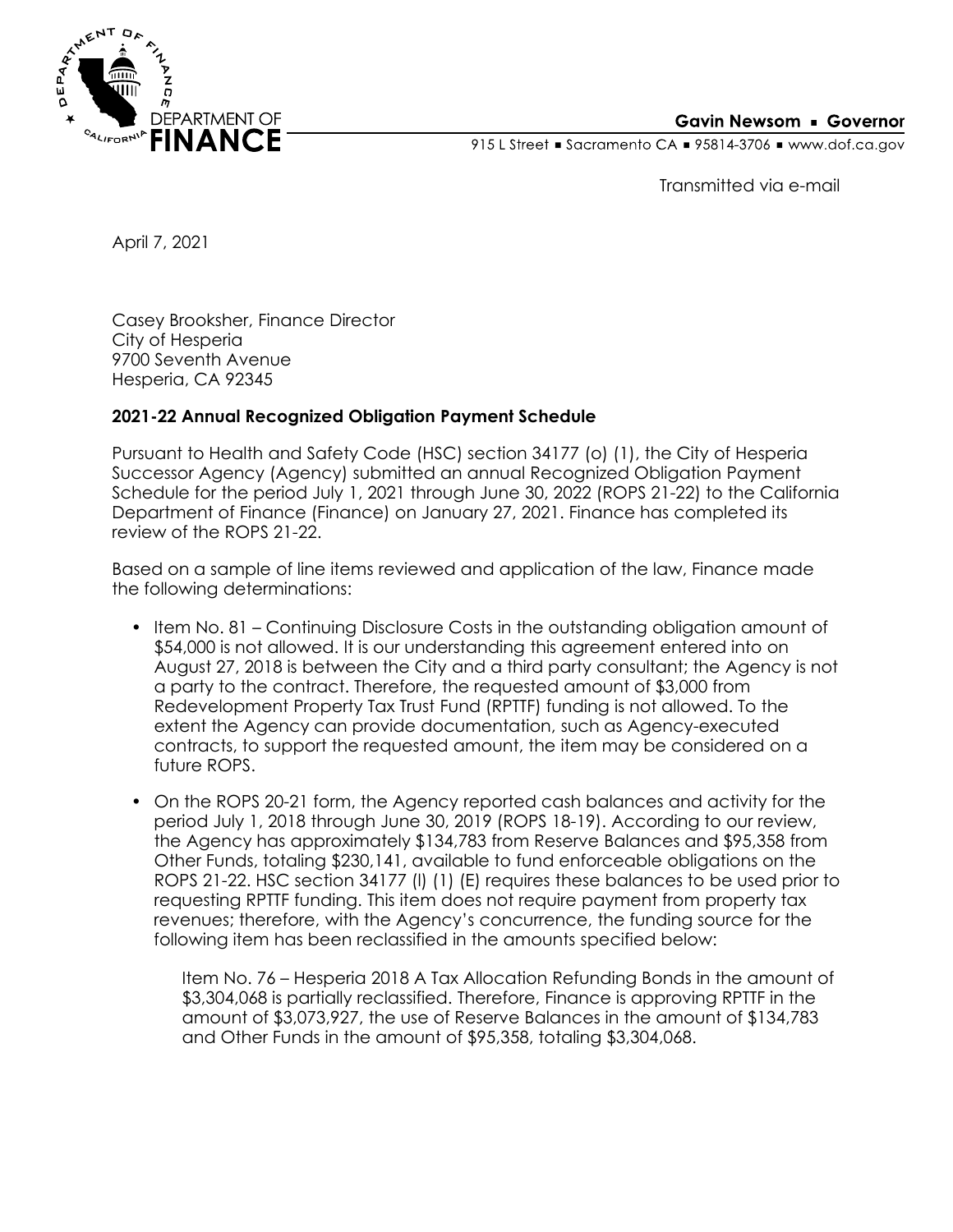**Gavin Newsom ▪ Governor**

915 L Street ▪ Sacramento CA ▪ 95814-3706 ▪ www.dof.ca.gov

Transmitted via e-mail

April 7, 2021

Casey Brooksher, Finance Director
City of Hesperia
9700 Seventh Avenue
Hesperia, CA 92345

**2021-22 Annual Recognized Obligation Payment Schedule**

Pursuant to Health and Safety Code (HSC) section 34177 (o) (1), the City of Hesperia Successor Agency (Agency) submitted an annual Recognized Obligation Payment Schedule for the period July 1, 2021 through June 30, 2022 (ROPS 21-22) to the California Department of Finance (Finance) on January 27, 2021. Finance has completed its review of the ROPS 21-22.

Based on a sample of line items reviewed and application of the law, Finance made the following determinations:

- Item No. 81 – Continuing Disclosure Costs in the outstanding obligation amount of $54,000 is not allowed. It is our understanding this agreement entered into on August 27, 2018 is between the City and a third party consultant; the Agency is not a party to the contract. Therefore, the requested amount of $3,000 from Redevelopment Property Tax Trust Fund (RPTTF) funding is not allowed. To the extent the Agency can provide documentation, such as Agency-executed contracts, to support the requested amount, the item may be considered on a future ROPS.
- On the ROPS 20-21 form, the Agency reported cash balances and activity for the period July 1, 2018 through June 30, 2019 (ROPS 18-19). According to our review, the Agency has approximately $134,783 from Reserve Balances and $95,358 from Other Funds, totaling $230,141, available to fund enforceable obligations on the ROPS 21-22. HSC section 34177 (l) (1) (E) requires these balances to be used prior to requesting RPTTF funding. This item does not require payment from property tax revenues; therefore, with the Agency's concurrence, the funding source for the following item has been reclassified in the amounts specified below:

  Item No. 76 – Hesperia 2018 A Tax Allocation Refunding Bonds in the amount of $3,304,068 is partially reclassified. Therefore, Finance is approving RPTTF in the amount of $3,073,927, the use of Reserve Balances in the amount of $134,783 and Other Funds in the amount of $95,358, totaling $3,304,068.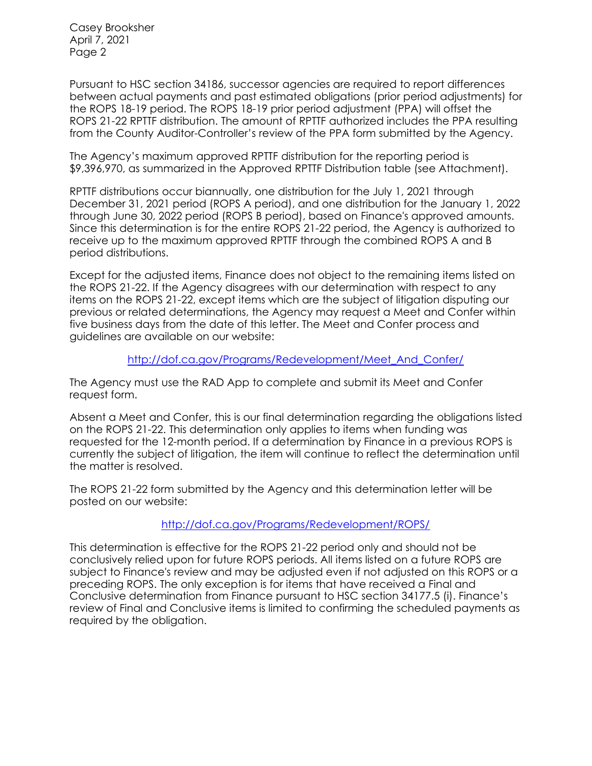Pursuant to HSC section 34186, successor agencies are required to report differences between actual payments and past estimated obligations (prior period adjustments) for the ROPS 18-19 period. The ROPS 18-19 prior period adjustment (PPA) will offset the ROPS 21-22 RPTTF distribution. The amount of RPTTF authorized includes the PPA resulting from the County Auditor-Controller's review of the PPA form submitted by the Agency.

The Agency's maximum approved RPTTF distribution for the reporting period is $9,396,970, as summarized in the Approved RPTTF Distribution table (see Attachment).

RPTTF distributions occur biannually, one distribution for the July 1, 2021 through December 31, 2021 period (ROPS A period), and one distribution for the January 1, 2022 through June 30, 2022 period (ROPS B period), based on Finance's approved amounts. Since this determination is for the entire ROPS 21-22 period, the Agency is authorized to receive up to the maximum approved RPTTF through the combined ROPS A and B period distributions.

Except for the adjusted items, Finance does not object to the remaining items listed on the ROPS 21-22. If the Agency disagrees with our determination with respect to any items on the ROPS 21-22, except items which are the subject of litigation disputing our previous or related determinations, the Agency may request a Meet and Confer within five business days from the date of this letter. The Meet and Confer process and guidelines are available on our website:

http://dof.ca.gov/Programs/Redevelopment/Meet_And_Confer/

The Agency must use the RAD App to complete and submit its Meet and Confer request form.

Absent a Meet and Confer, this is our final determination regarding the obligations listed on the ROPS 21-22. This determination only applies to items when funding was requested for the 12-month period. If a determination by Finance in a previous ROPS is currently the subject of litigation, the item will continue to reflect the determination until the matter is resolved.

The ROPS 21-22 form submitted by the Agency and this determination letter will be posted on our website:

http://dof.ca.gov/Programs/Redevelopment/ROPS/

This determination is effective for the ROPS 21-22 period only and should not be conclusively relied upon for future ROPS periods. All items listed on a future ROPS are subject to Finance's review and may be adjusted even if not adjusted on this ROPS or a preceding ROPS. The only exception is for items that have received a Final and Conclusive determination from Finance pursuant to HSC section 34177.5 (i). Finance's review of Final and Conclusive items is limited to confirming the scheduled payments as required by the obligation.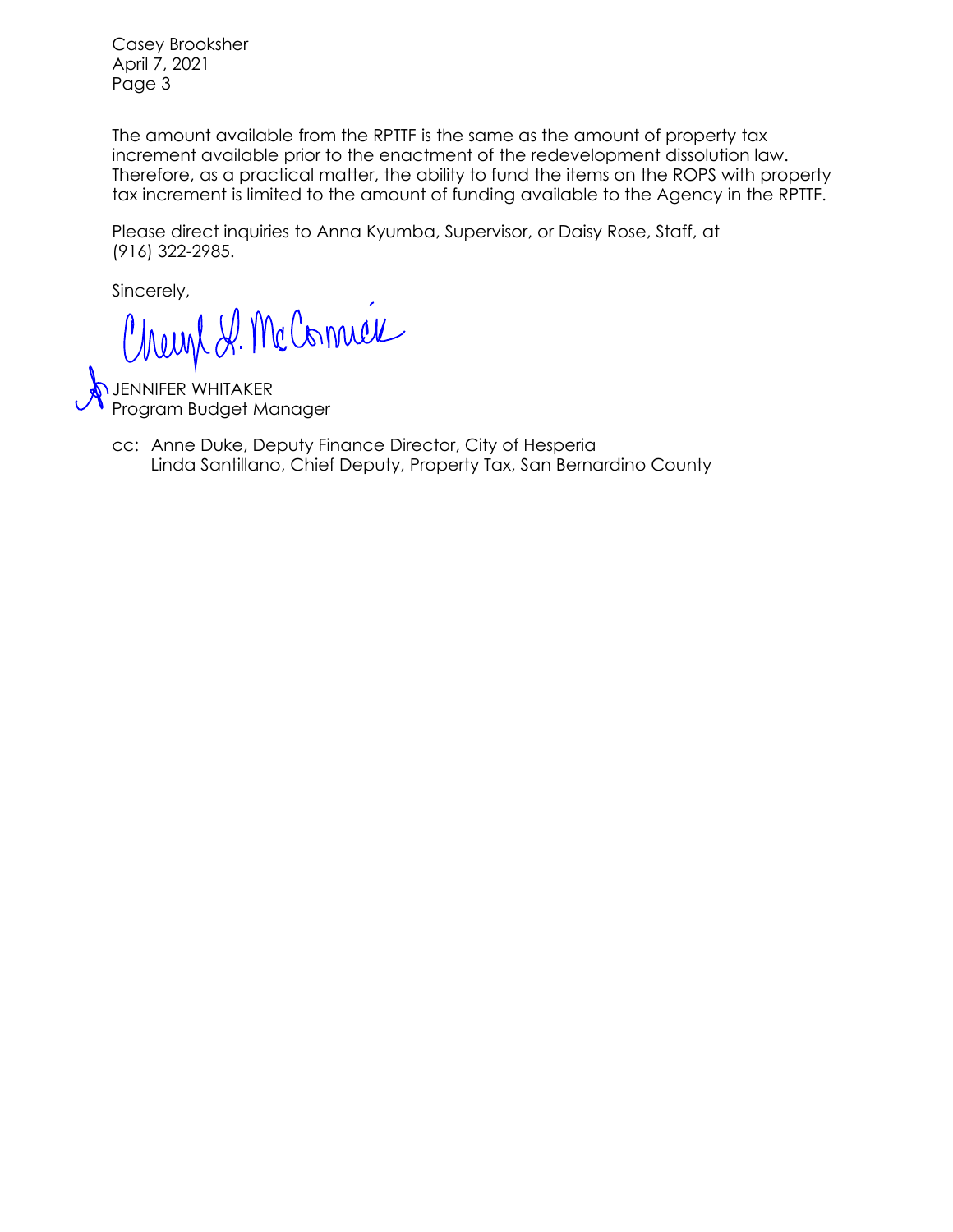Casey Brooksher
April 7, 2021

The amount available from the RPTTF is the same as the amount of property tax increment available prior to the enactment of the redevelopment dissolution law. Therefore, as a practical matter, the ability to fund the items on the ROPS with property tax increment is limited to the amount of funding available to the Agency in the RPTTF.

Please direct inquiries to Anna Kyumba, Supervisor, or Daisy Rose, Staff, at (916) 322-2985.

Sincerely,

Cheryl L. McCormick

JENNIFER WHITAKER
Program Budget Manager

cc: Anne Duke, Deputy Finance Director, City of Hesperia
Linda Santillano, Chief Deputy, Property Tax, San Bernardino County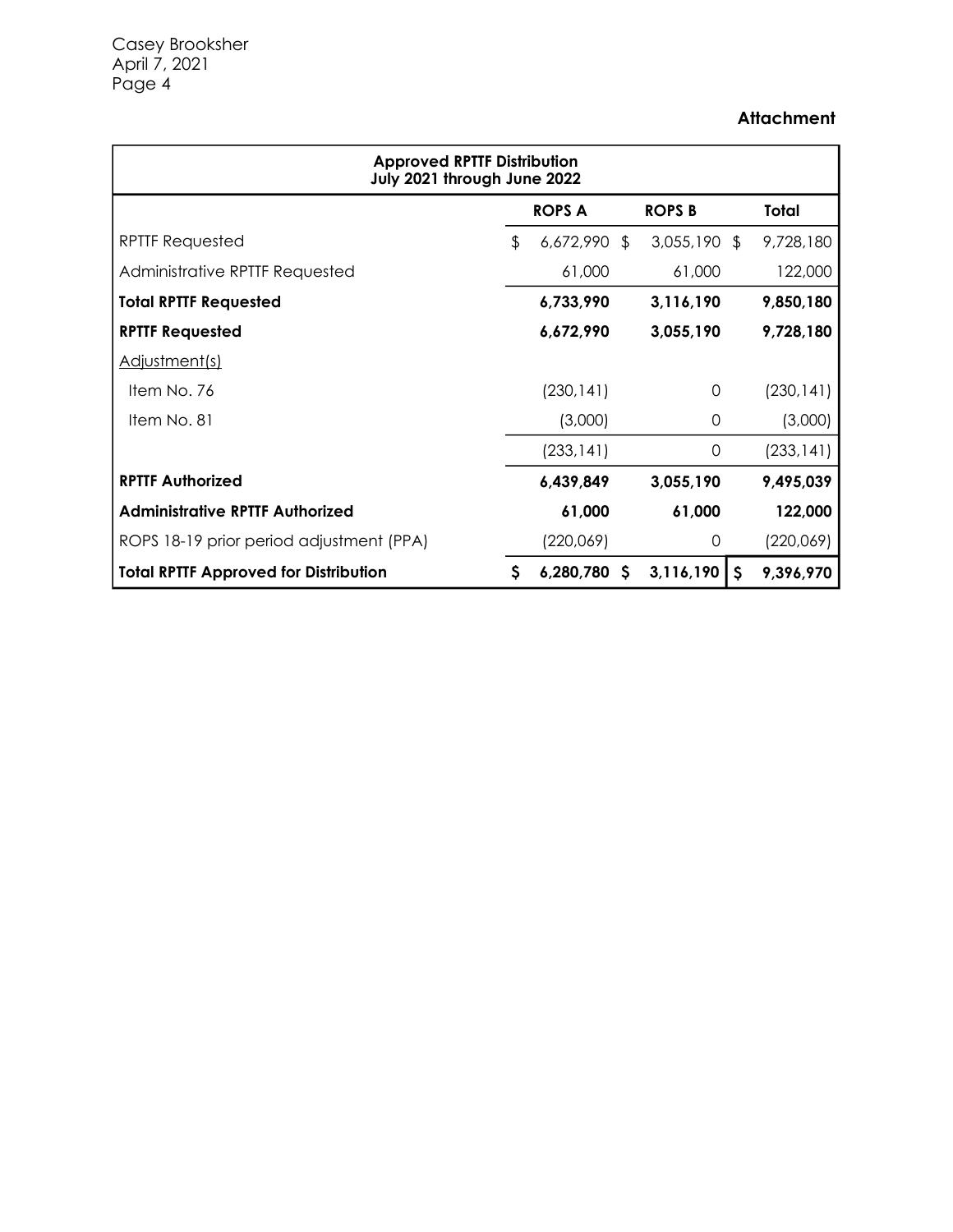**Attachment**

| Approved RPTTF Distribution July 2021 through June 2022 | | | |
|---|---|---|---|
| | **ROPS A** | **ROPS B** | **Total** |
| RPTTF Requested | $ 6,672,990 | $ 3,055,190 | $ 9,728,180 |
| Administrative RPTTF Requested | 61,000 | 61,000 | 122,000 |
| **Total RPTTF Requested** | **6,733,990** | **3,116,190** | **9,850,180** |
| **RPTTF Requested** | **6,672,990** | **3,055,190** | **9,728,180** |
| Adjustment(s) | | | |
| Item No. 76 | (230,141) | 0 | (230,141) |
| Item No. 81 | (3,000) | 0 | (3,000) |
| | (233,141) | 0 | (233,141) |
| **RPTTF Authorized** | **6,439,849** | **3,055,190** | **9,495,039** |
| **Administrative RPTTF Authorized** | **61,000** | **61,000** | **122,000** |
| ROPS 18-19 prior period adjustment (PPA) | (220,069) | 0 | (220,069) |
| **Total RPTTF Approved for Distribution** | **$ 6,280,780** | **$ 3,116,190** | **$ 9,396,970** |